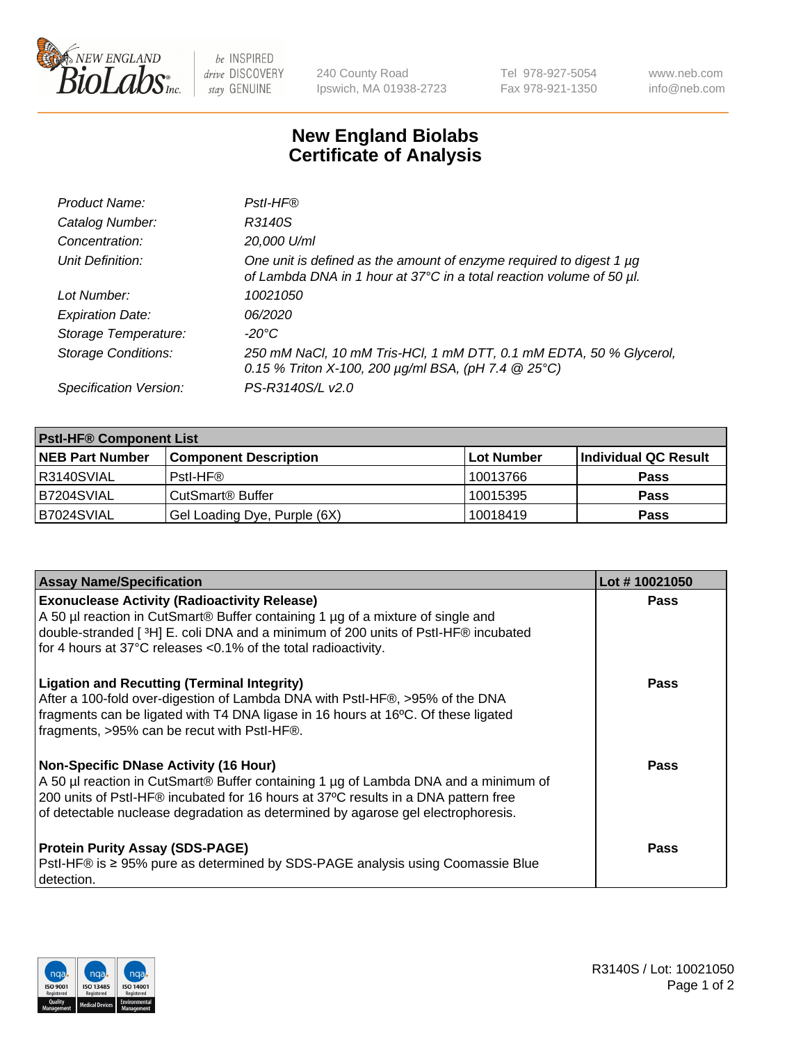# New England Biolabs Certificate of Analysis

| | |
|---|---|
| *Product Name:* | *PstI-HF®* |
| *Catalog Number:* | *R3140S* |
| *Concentration:* | *20,000 U/ml* |
| *Unit Definition:* | *One unit is defined as the amount of enzyme required to digest 1 µg of Lambda DNA in 1 hour at 37°C in a total reaction volume of 50 µl.* |
| *Lot Number:* | *10021050* |
| *Expiration Date:* | *06/2020* |
| *Storage Temperature:* | *-20°C* |
| *Storage Conditions:* | *250 mM NaCl, 10 mM Tris-HCl, 1 mM DTT, 0.1 mM EDTA, 50 % Glycerol, 0.15 % Triton X-100, 200 µg/ml BSA, (pH 7.4 @ 25°C)* |
| *Specification Version:* | *PS-R3140S/L v2.0* |

**PstI-HF® Component List**

| NEB Part Number | Component Description | Lot Number | Individual QC Result |
|---|---|---|---|
| R3140SVIAL | PstI-HF® | 10013766 | **Pass** |
| B7204SVIAL | CutSmart® Buffer | 10015395 | **Pass** |
| B7024SVIAL | Gel Loading Dye, Purple (6X) | 10018419 | **Pass** |

| Assay Name/Specification | Lot # 10021050 |
|---|---|
| **Exonuclease Activity (Radioactivity Release)**<br>A 50 µl reaction in CutSmart® Buffer containing 1 µg of a mixture of single and double-stranded [ ³H] E. coli DNA and a minimum of 200 units of PstI-HF® incubated for 4 hours at 37°C releases <0.1% of the total radioactivity. | **Pass** |
| **Ligation and Recutting (Terminal Integrity)**<br>After a 100-fold over-digestion of Lambda DNA with PstI-HF®, >95% of the DNA fragments can be ligated with T4 DNA ligase in 16 hours at 16ºC. Of these ligated fragments, >95% can be recut with PstI-HF®. | **Pass** |
| **Non-Specific DNase Activity (16 Hour)**<br>A 50 µl reaction in CutSmart® Buffer containing 1 µg of Lambda DNA and a minimum of 200 units of PstI-HF® incubated for 16 hours at 37ºC results in a DNA pattern free of detectable nuclease degradation as determined by agarose gel electrophoresis. | **Pass** |
| **Protein Purity Assay (SDS-PAGE)**<br>PstI-HF® is ≥ 95% pure as determined by SDS-PAGE analysis using Coomassie Blue detection. | **Pass** |

R3140S / Lot: 10021050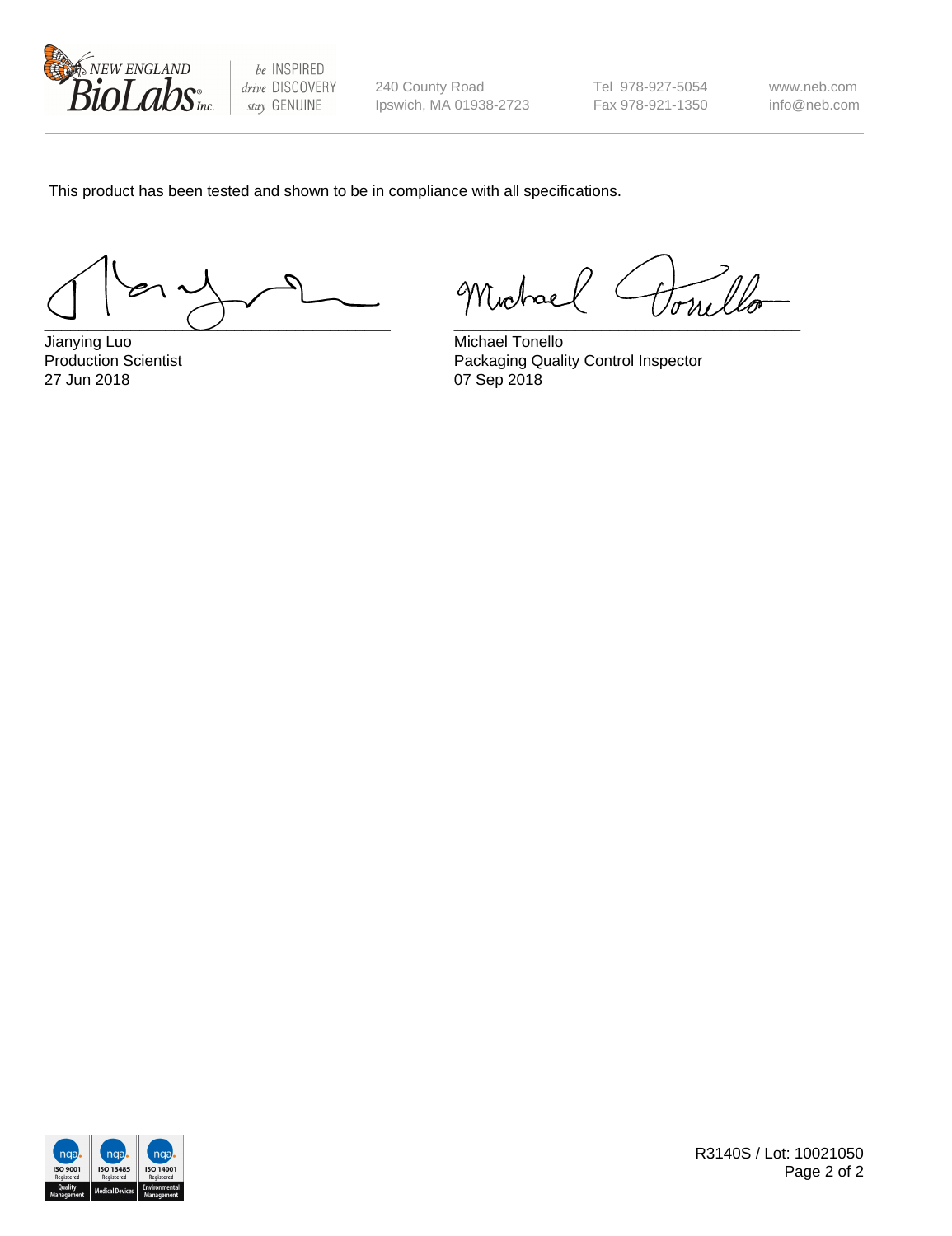This product has been tested and shown to be in compliance with all specifications.

Jianying Luo
Production Scientist
27 Jun 2018

Michael Tonello
Packaging Quality Control Inspector
07 Sep 2018

R3140S / Lot: 10021050